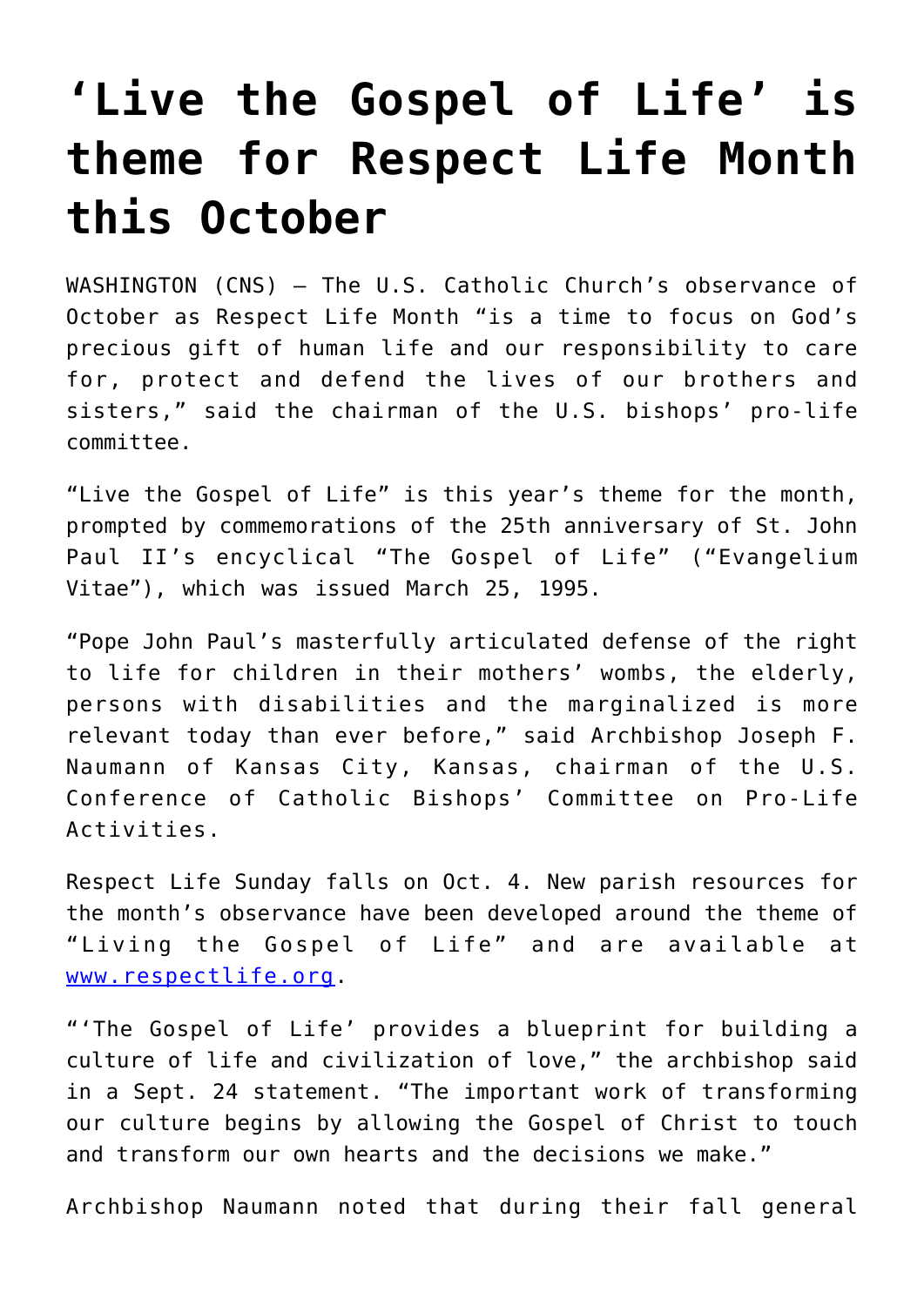# 'Live the Gospel of Life' is theme for Respect Life Month this October

WASHINGTON (CNS) — The U.S. Catholic Church's observance of October as Respect Life Month "is a time to focus on God's precious gift of human life and our responsibility to care for, protect and defend the lives of our brothers and sisters," said the chairman of the U.S. bishops' pro-life committee.

"Live the Gospel of Life" is this year's theme for the month, prompted by commemorations of the 25th anniversary of St. John Paul II's encyclical "The Gospel of Life" ("Evangelium Vitae"), which was issued March 25, 1995.

"Pope John Paul's masterfully articulated defense of the right to life for children in their mothers' wombs, the elderly, persons with disabilities and the marginalized is more relevant today than ever before," said Archbishop Joseph F. Naumann of Kansas City, Kansas, chairman of the U.S. Conference of Catholic Bishops' Committee on Pro-Life Activities.

Respect Life Sunday falls on Oct. 4. New parish resources for the month's observance have been developed around the theme of "Living the Gospel of Life" and are available at [www.respectlife.org](http://www.respectlife.org).

"'The Gospel of Life' provides a blueprint for building a culture of life and civilization of love," the archbishop said in a Sept. 24 statement. "The important work of transforming our culture begins by allowing the Gospel of Christ to touch and transform our own hearts and the decisions we make."

Archbishop Naumann noted that during their fall general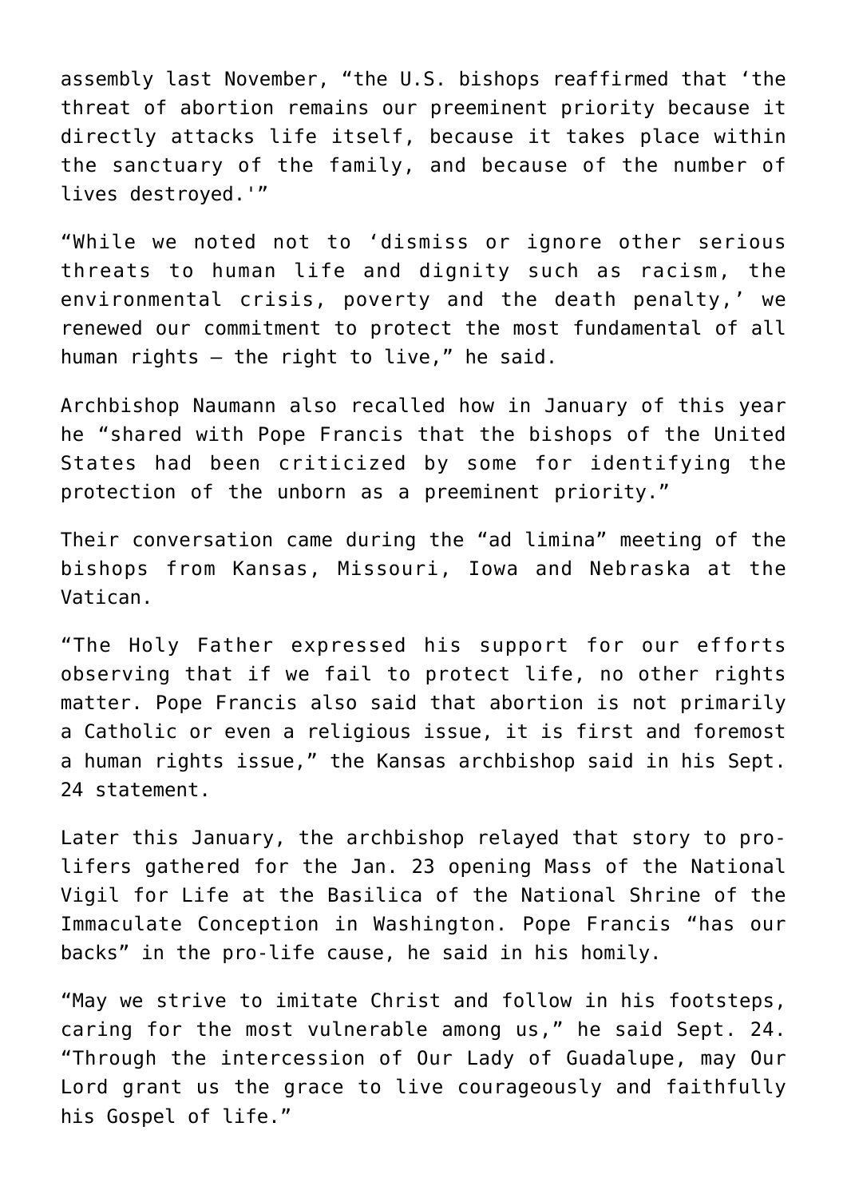assembly last November, "the U.S. bishops reaffirmed that 'the threat of abortion remains our preeminent priority because it directly attacks life itself, because it takes place within the sanctuary of the family, and because of the number of lives destroyed.'"

"While we noted not to 'dismiss or ignore other serious threats to human life and dignity such as racism, the environmental crisis, poverty and the death penalty,' we renewed our commitment to protect the most fundamental of all human rights — the right to live," he said.

Archbishop Naumann also recalled how in January of this year he "shared with Pope Francis that the bishops of the United States had been criticized by some for identifying the protection of the unborn as a preeminent priority."

Their conversation came during the "ad limina" meeting of the bishops from Kansas, Missouri, Iowa and Nebraska at the Vatican.

"The Holy Father expressed his support for our efforts observing that if we fail to protect life, no other rights matter. Pope Francis also said that abortion is not primarily a Catholic or even a religious issue, it is first and foremost a human rights issue," the Kansas archbishop said in his Sept. 24 statement.

Later this January, the archbishop relayed that story to pro-lifers gathered for the Jan. 23 opening Mass of the National Vigil for Life at the Basilica of the National Shrine of the Immaculate Conception in Washington. Pope Francis "has our backs" in the pro-life cause, he said in his homily.

"May we strive to imitate Christ and follow in his footsteps, caring for the most vulnerable among us," he said Sept. 24. "Through the intercession of Our Lady of Guadalupe, may Our Lord grant us the grace to live courageously and faithfully his Gospel of life."